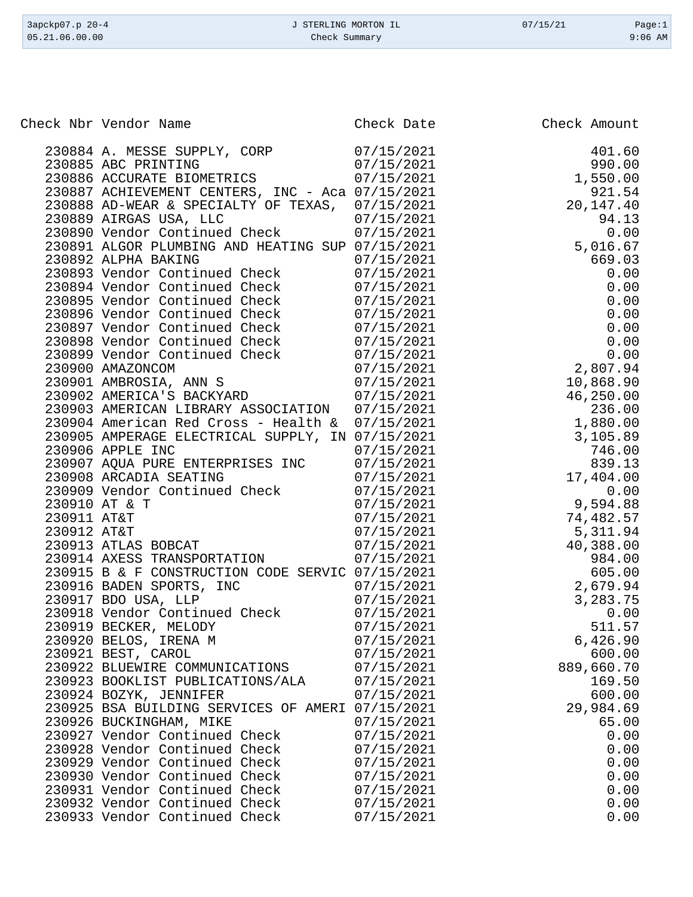| Check Nbr | Vendor Name | Check Date | Check Amount |
|---|---|---|---|
| 230884 | A. MESSE SUPPLY, CORP | 07/15/2021 | 401.60 |
| 230885 | ABC PRINTING | 07/15/2021 | 990.00 |
| 230886 | ACCURATE BIOMETRICS | 07/15/2021 | 1,550.00 |
| 230887 | ACHIEVEMENT CENTERS, INC - Aca | 07/15/2021 | 921.54 |
| 230888 | AD-WEAR & SPECIALTY OF TEXAS, | 07/15/2021 | 20,147.40 |
| 230889 | AIRGAS USA, LLC | 07/15/2021 | 94.13 |
| 230890 | Vendor Continued Check | 07/15/2021 | 0.00 |
| 230891 | ALGOR PLUMBING AND HEATING SUP | 07/15/2021 | 5,016.67 |
| 230892 | ALPHA BAKING | 07/15/2021 | 669.03 |
| 230893 | Vendor Continued Check | 07/15/2021 | 0.00 |
| 230894 | Vendor Continued Check | 07/15/2021 | 0.00 |
| 230895 | Vendor Continued Check | 07/15/2021 | 0.00 |
| 230896 | Vendor Continued Check | 07/15/2021 | 0.00 |
| 230897 | Vendor Continued Check | 07/15/2021 | 0.00 |
| 230898 | Vendor Continued Check | 07/15/2021 | 0.00 |
| 230899 | Vendor Continued Check | 07/15/2021 | 0.00 |
| 230900 | AMAZONCOM | 07/15/2021 | 2,807.94 |
| 230901 | AMBROSIA, ANN S | 07/15/2021 | 10,868.90 |
| 230902 | AMERICA'S BACKYARD | 07/15/2021 | 46,250.00 |
| 230903 | AMERICAN LIBRARY ASSOCIATION | 07/15/2021 | 236.00 |
| 230904 | American Red Cross - Health & | 07/15/2021 | 1,880.00 |
| 230905 | AMPERAGE ELECTRICAL SUPPLY, IN | 07/15/2021 | 3,105.89 |
| 230906 | APPLE INC | 07/15/2021 | 746.00 |
| 230907 | AQUA PURE ENTERPRISES INC | 07/15/2021 | 839.13 |
| 230908 | ARCADIA SEATING | 07/15/2021 | 17,404.00 |
| 230909 | Vendor Continued Check | 07/15/2021 | 0.00 |
| 230910 | AT & T | 07/15/2021 | 9,594.88 |
| 230911 | AT&T | 07/15/2021 | 74,482.57 |
| 230912 | AT&T | 07/15/2021 | 5,311.94 |
| 230913 | ATLAS BOBCAT | 07/15/2021 | 40,388.00 |
| 230914 | AXESS TRANSPORTATION | 07/15/2021 | 984.00 |
| 230915 | B & F CONSTRUCTION CODE SERVIC | 07/15/2021 | 605.00 |
| 230916 | BADEN SPORTS, INC | 07/15/2021 | 2,679.94 |
| 230917 | BDO USA, LLP | 07/15/2021 | 3,283.75 |
| 230918 | Vendor Continued Check | 07/15/2021 | 0.00 |
| 230919 | BECKER, MELODY | 07/15/2021 | 511.57 |
| 230920 | BELOS, IRENA M | 07/15/2021 | 6,426.90 |
| 230921 | BEST, CAROL | 07/15/2021 | 600.00 |
| 230922 | BLUEWIRE COMMUNICATIONS | 07/15/2021 | 889,660.70 |
| 230923 | BOOKLIST PUBLICATIONS/ALA | 07/15/2021 | 169.50 |
| 230924 | BOZYK, JENNIFER | 07/15/2021 | 600.00 |
| 230925 | BSA BUILDING SERVICES OF AMERI | 07/15/2021 | 29,984.69 |
| 230926 | BUCKINGHAM, MIKE | 07/15/2021 | 65.00 |
| 230927 | Vendor Continued Check | 07/15/2021 | 0.00 |
| 230928 | Vendor Continued Check | 07/15/2021 | 0.00 |
| 230929 | Vendor Continued Check | 07/15/2021 | 0.00 |
| 230930 | Vendor Continued Check | 07/15/2021 | 0.00 |
| 230931 | Vendor Continued Check | 07/15/2021 | 0.00 |
| 230932 | Vendor Continued Check | 07/15/2021 | 0.00 |
| 230933 | Vendor Continued Check | 07/15/2021 | 0.00 |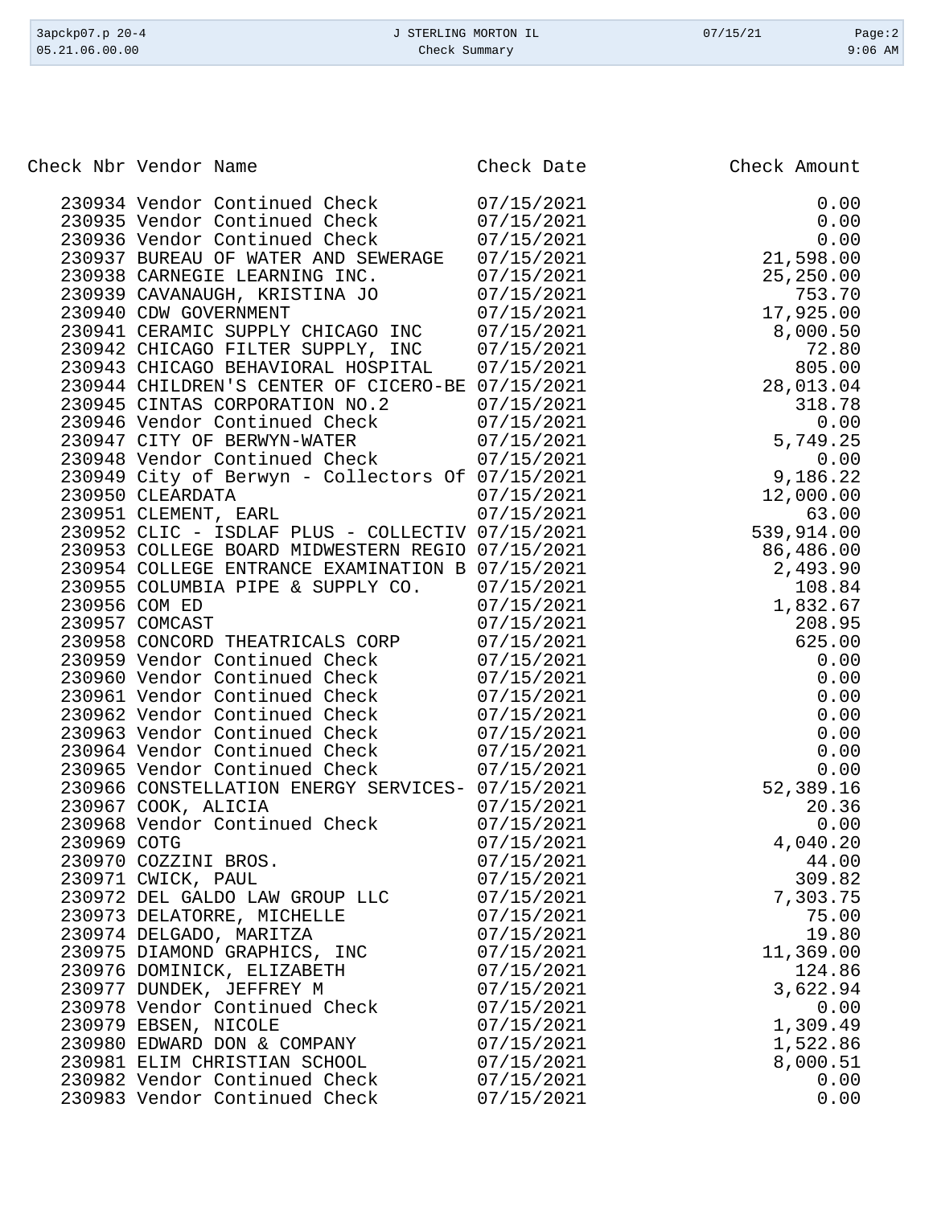| Check Nbr | Vendor Name | Check Date | Check Amount |
|---|---|---|---|
| 230934 | Vendor Continued Check | 07/15/2021 | 0.00 |
| 230935 | Vendor Continued Check | 07/15/2021 | 0.00 |
| 230936 | Vendor Continued Check | 07/15/2021 | 0.00 |
| 230937 | BUREAU OF WATER AND SEWERAGE | 07/15/2021 | 21,598.00 |
| 230938 | CARNEGIE LEARNING INC. | 07/15/2021 | 25,250.00 |
| 230939 | CAVANAUGH, KRISTINA JO | 07/15/2021 | 753.70 |
| 230940 | CDW GOVERNMENT | 07/15/2021 | 17,925.00 |
| 230941 | CERAMIC SUPPLY CHICAGO INC | 07/15/2021 | 8,000.50 |
| 230942 | CHICAGO FILTER SUPPLY, INC | 07/15/2021 | 72.80 |
| 230943 | CHICAGO BEHAVIORAL HOSPITAL | 07/15/2021 | 805.00 |
| 230944 | CHILDREN'S CENTER OF CICERO-BE | 07/15/2021 | 28,013.04 |
| 230945 | CINTAS CORPORATION NO.2 | 07/15/2021 | 318.78 |
| 230946 | Vendor Continued Check | 07/15/2021 | 0.00 |
| 230947 | CITY OF BERWYN-WATER | 07/15/2021 | 5,749.25 |
| 230948 | Vendor Continued Check | 07/15/2021 | 0.00 |
| 230949 | City of Berwyn - Collectors Of | 07/15/2021 | 9,186.22 |
| 230950 | CLEARDATA | 07/15/2021 | 12,000.00 |
| 230951 | CLEMENT, EARL | 07/15/2021 | 63.00 |
| 230952 | CLIC - ISDLAF PLUS - COLLECTIV | 07/15/2021 | 539,914.00 |
| 230953 | COLLEGE BOARD MIDWESTERN REGIO | 07/15/2021 | 86,486.00 |
| 230954 | COLLEGE ENTRANCE EXAMINATION B | 07/15/2021 | 2,493.90 |
| 230955 | COLUMBIA PIPE & SUPPLY CO. | 07/15/2021 | 108.84 |
| 230956 | COM ED | 07/15/2021 | 1,832.67 |
| 230957 | COMCAST | 07/15/2021 | 208.95 |
| 230958 | CONCORD THEATRICALS CORP | 07/15/2021 | 625.00 |
| 230959 | Vendor Continued Check | 07/15/2021 | 0.00 |
| 230960 | Vendor Continued Check | 07/15/2021 | 0.00 |
| 230961 | Vendor Continued Check | 07/15/2021 | 0.00 |
| 230962 | Vendor Continued Check | 07/15/2021 | 0.00 |
| 230963 | Vendor Continued Check | 07/15/2021 | 0.00 |
| 230964 | Vendor Continued Check | 07/15/2021 | 0.00 |
| 230965 | Vendor Continued Check | 07/15/2021 | 0.00 |
| 230966 | CONSTELLATION ENERGY SERVICES- | 07/15/2021 | 52,389.16 |
| 230967 | COOK, ALICIA | 07/15/2021 | 20.36 |
| 230968 | Vendor Continued Check | 07/15/2021 | 0.00 |
| 230969 | COTG | 07/15/2021 | 4,040.20 |
| 230970 | COZZINI BROS. | 07/15/2021 | 44.00 |
| 230971 | CWICK, PAUL | 07/15/2021 | 309.82 |
| 230972 | DEL GALDO LAW GROUP LLC | 07/15/2021 | 7,303.75 |
| 230973 | DELATORRE, MICHELLE | 07/15/2021 | 75.00 |
| 230974 | DELGADO, MARITZA | 07/15/2021 | 19.80 |
| 230975 | DIAMOND GRAPHICS, INC | 07/15/2021 | 11,369.00 |
| 230976 | DOMINICK, ELIZABETH | 07/15/2021 | 124.86 |
| 230977 | DUNDEK, JEFFREY M | 07/15/2021 | 3,622.94 |
| 230978 | Vendor Continued Check | 07/15/2021 | 0.00 |
| 230979 | EBSEN, NICOLE | 07/15/2021 | 1,309.49 |
| 230980 | EDWARD DON & COMPANY | 07/15/2021 | 1,522.86 |
| 230981 | ELIM CHRISTIAN SCHOOL | 07/15/2021 | 8,000.51 |
| 230982 | Vendor Continued Check | 07/15/2021 | 0.00 |
| 230983 | Vendor Continued Check | 07/15/2021 | 0.00 |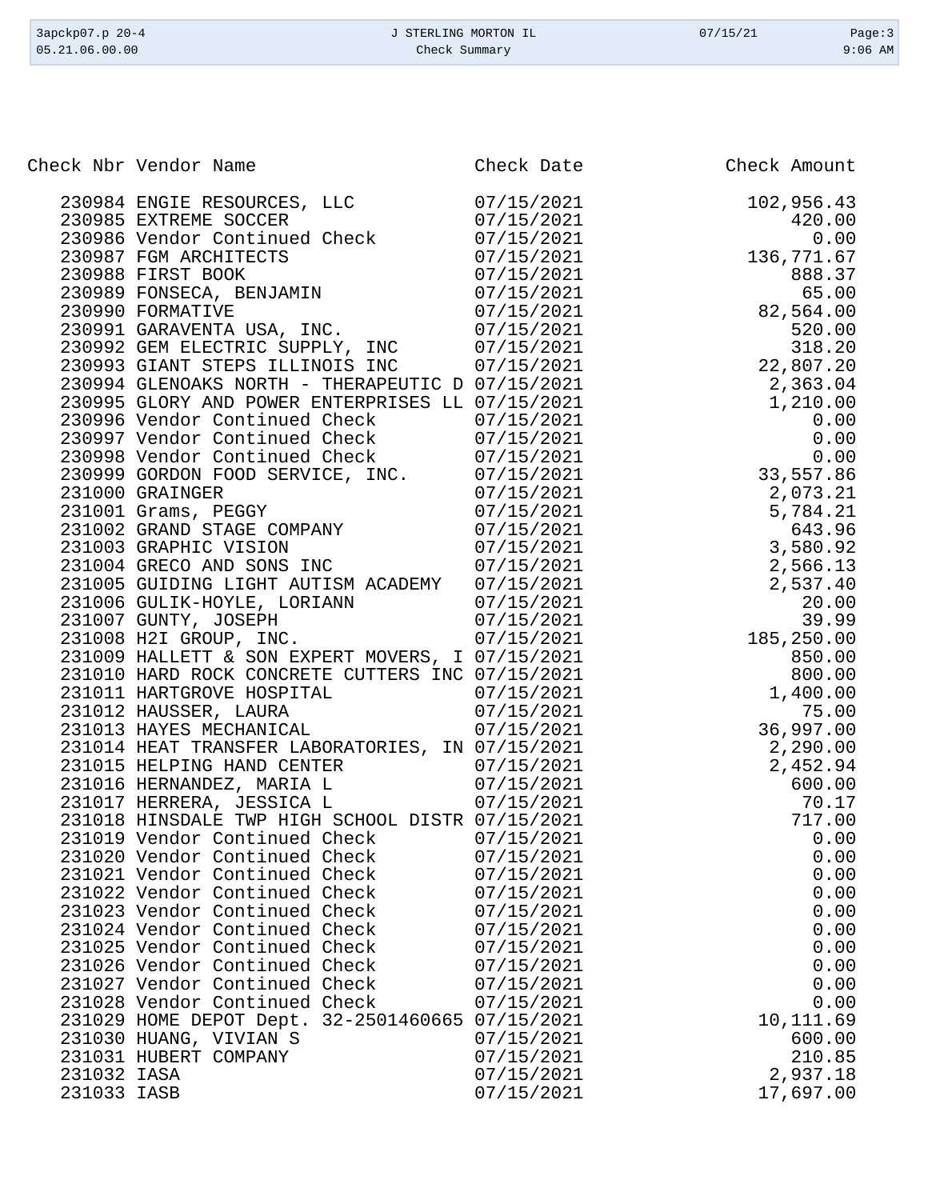| Check Nbr | Vendor Name | Check Date | Check Amount |
|---|---|---|---|
| 230984 | ENGIE RESOURCES, LLC | 07/15/2021 | 102,956.43 |
| 230985 | EXTREME SOCCER | 07/15/2021 | 420.00 |
| 230986 | Vendor Continued Check | 07/15/2021 | 0.00 |
| 230987 | FGM ARCHITECTS | 07/15/2021 | 136,771.67 |
| 230988 | FIRST BOOK | 07/15/2021 | 888.37 |
| 230989 | FONSECA, BENJAMIN | 07/15/2021 | 65.00 |
| 230990 | FORMATIVE | 07/15/2021 | 82,564.00 |
| 230991 | GARAVENTA USA, INC. | 07/15/2021 | 520.00 |
| 230992 | GEM ELECTRIC SUPPLY, INC | 07/15/2021 | 318.20 |
| 230993 | GIANT STEPS ILLINOIS INC | 07/15/2021 | 22,807.20 |
| 230994 | GLENOAKS NORTH - THERAPEUTIC D | 07/15/2021 | 2,363.04 |
| 230995 | GLORY AND POWER ENTERPRISES LL | 07/15/2021 | 1,210.00 |
| 230996 | Vendor Continued Check | 07/15/2021 | 0.00 |
| 230997 | Vendor Continued Check | 07/15/2021 | 0.00 |
| 230998 | Vendor Continued Check | 07/15/2021 | 0.00 |
| 230999 | GORDON FOOD SERVICE, INC. | 07/15/2021 | 33,557.86 |
| 231000 | GRAINGER | 07/15/2021 | 2,073.21 |
| 231001 | Grams, PEGGY | 07/15/2021 | 5,784.21 |
| 231002 | GRAND STAGE COMPANY | 07/15/2021 | 643.96 |
| 231003 | GRAPHIC VISION | 07/15/2021 | 3,580.92 |
| 231004 | GRECO AND SONS INC | 07/15/2021 | 2,566.13 |
| 231005 | GUIDING LIGHT AUTISM ACADEMY | 07/15/2021 | 2,537.40 |
| 231006 | GULIK-HOYLE, LORIANN | 07/15/2021 | 20.00 |
| 231007 | GUNTY, JOSEPH | 07/15/2021 | 39.99 |
| 231008 | H2I GROUP, INC. | 07/15/2021 | 185,250.00 |
| 231009 | HALLETT & SON EXPERT MOVERS, I | 07/15/2021 | 850.00 |
| 231010 | HARD ROCK CONCRETE CUTTERS INC | 07/15/2021 | 800.00 |
| 231011 | HARTGROVE HOSPITAL | 07/15/2021 | 1,400.00 |
| 231012 | HAUSSER, LAURA | 07/15/2021 | 75.00 |
| 231013 | HAYES MECHANICAL | 07/15/2021 | 36,997.00 |
| 231014 | HEAT TRANSFER LABORATORIES, IN | 07/15/2021 | 2,290.00 |
| 231015 | HELPING HAND CENTER | 07/15/2021 | 2,452.94 |
| 231016 | HERNANDEZ, MARIA L | 07/15/2021 | 600.00 |
| 231017 | HERRERA, JESSICA L | 07/15/2021 | 70.17 |
| 231018 | HINSDALE TWP HIGH SCHOOL DISTR | 07/15/2021 | 717.00 |
| 231019 | Vendor Continued Check | 07/15/2021 | 0.00 |
| 231020 | Vendor Continued Check | 07/15/2021 | 0.00 |
| 231021 | Vendor Continued Check | 07/15/2021 | 0.00 |
| 231022 | Vendor Continued Check | 07/15/2021 | 0.00 |
| 231023 | Vendor Continued Check | 07/15/2021 | 0.00 |
| 231024 | Vendor Continued Check | 07/15/2021 | 0.00 |
| 231025 | Vendor Continued Check | 07/15/2021 | 0.00 |
| 231026 | Vendor Continued Check | 07/15/2021 | 0.00 |
| 231027 | Vendor Continued Check | 07/15/2021 | 0.00 |
| 231028 | Vendor Continued Check | 07/15/2021 | 0.00 |
| 231029 | HOME DEPOT Dept. 32-2501460665 | 07/15/2021 | 10,111.69 |
| 231030 | HUANG, VIVIAN S | 07/15/2021 | 600.00 |
| 231031 | HUBERT COMPANY | 07/15/2021 | 210.85 |
| 231032 | IASA | 07/15/2021 | 2,937.18 |
| 231033 | IASB | 07/15/2021 | 17,697.00 |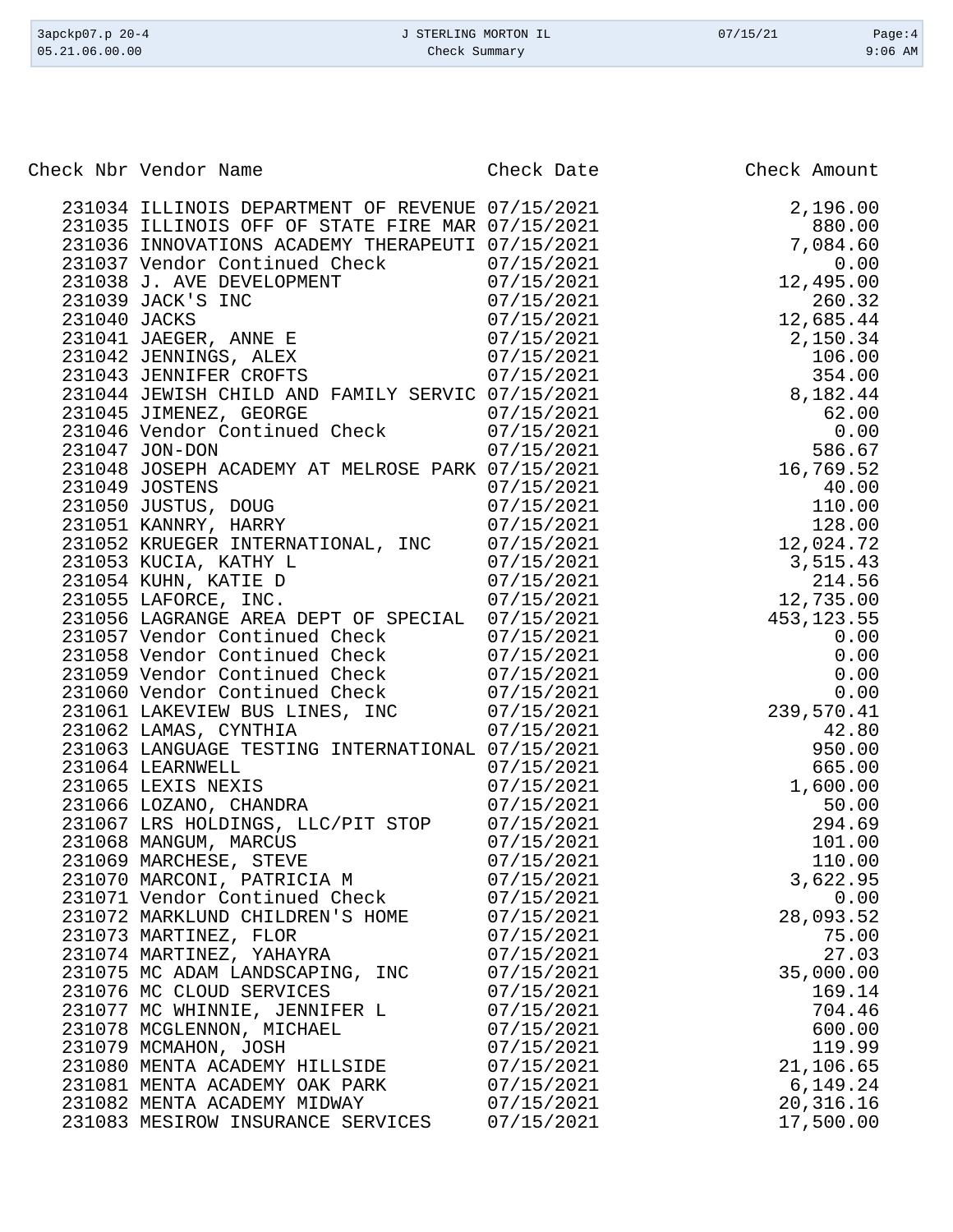| Check Nbr | Vendor Name | Check Date | Check Amount |
|---|---|---|---|
| 231034 | ILLINOIS DEPARTMENT OF REVENUE | 07/15/2021 | 2,196.00 |
| 231035 | ILLINOIS OFF OF STATE FIRE MAR | 07/15/2021 | 880.00 |
| 231036 | INNOVATIONS ACADEMY THERAPEUTI | 07/15/2021 | 7,084.60 |
| 231037 | Vendor Continued Check | 07/15/2021 | 0.00 |
| 231038 | J. AVE DEVELOPMENT | 07/15/2021 | 12,495.00 |
| 231039 | JACK'S INC | 07/15/2021 | 260.32 |
| 231040 | JACKS | 07/15/2021 | 12,685.44 |
| 231041 | JAEGER, ANNE E | 07/15/2021 | 2,150.34 |
| 231042 | JENNINGS, ALEX | 07/15/2021 | 106.00 |
| 231043 | JENNIFER CROFTS | 07/15/2021 | 354.00 |
| 231044 | JEWISH CHILD AND FAMILY SERVIC | 07/15/2021 | 8,182.44 |
| 231045 | JIMENEZ, GEORGE | 07/15/2021 | 62.00 |
| 231046 | Vendor Continued Check | 07/15/2021 | 0.00 |
| 231047 | JON-DON | 07/15/2021 | 586.67 |
| 231048 | JOSEPH ACADEMY AT MELROSE PARK | 07/15/2021 | 16,769.52 |
| 231049 | JOSTENS | 07/15/2021 | 40.00 |
| 231050 | JUSTUS, DOUG | 07/15/2021 | 110.00 |
| 231051 | KANNRY, HARRY | 07/15/2021 | 128.00 |
| 231052 | KRUEGER INTERNATIONAL, INC | 07/15/2021 | 12,024.72 |
| 231053 | KUCIA, KATHY L | 07/15/2021 | 3,515.43 |
| 231054 | KUHN, KATIE D | 07/15/2021 | 214.56 |
| 231055 | LAFORCE, INC. | 07/15/2021 | 12,735.00 |
| 231056 | LAGRANGE AREA DEPT OF SPECIAL | 07/15/2021 | 453,123.55 |
| 231057 | Vendor Continued Check | 07/15/2021 | 0.00 |
| 231058 | Vendor Continued Check | 07/15/2021 | 0.00 |
| 231059 | Vendor Continued Check | 07/15/2021 | 0.00 |
| 231060 | Vendor Continued Check | 07/15/2021 | 0.00 |
| 231061 | LAKEVIEW BUS LINES, INC | 07/15/2021 | 239,570.41 |
| 231062 | LAMAS, CYNTHIA | 07/15/2021 | 42.80 |
| 231063 | LANGUAGE TESTING INTERNATIONAL | 07/15/2021 | 950.00 |
| 231064 | LEARNWELL | 07/15/2021 | 665.00 |
| 231065 | LEXIS NEXIS | 07/15/2021 | 1,600.00 |
| 231066 | LOZANO, CHANDRA | 07/15/2021 | 50.00 |
| 231067 | LRS HOLDINGS, LLC/PIT STOP | 07/15/2021 | 294.69 |
| 231068 | MANGUM, MARCUS | 07/15/2021 | 101.00 |
| 231069 | MARCHESE, STEVE | 07/15/2021 | 110.00 |
| 231070 | MARCONI, PATRICIA M | 07/15/2021 | 3,622.95 |
| 231071 | Vendor Continued Check | 07/15/2021 | 0.00 |
| 231072 | MARKLUND CHILDREN'S HOME | 07/15/2021 | 28,093.52 |
| 231073 | MARTINEZ, FLOR | 07/15/2021 | 75.00 |
| 231074 | MARTINEZ, YAHAYRA | 07/15/2021 | 27.03 |
| 231075 | MC ADAM LANDSCAPING, INC | 07/15/2021 | 35,000.00 |
| 231076 | MC CLOUD SERVICES | 07/15/2021 | 169.14 |
| 231077 | MC WHINNIE, JENNIFER L | 07/15/2021 | 704.46 |
| 231078 | MCGLENNON, MICHAEL | 07/15/2021 | 600.00 |
| 231079 | MCMAHON, JOSH | 07/15/2021 | 119.99 |
| 231080 | MENTA ACADEMY HILLSIDE | 07/15/2021 | 21,106.65 |
| 231081 | MENTA ACADEMY OAK PARK | 07/15/2021 | 6,149.24 |
| 231082 | MENTA ACADEMY MIDWAY | 07/15/2021 | 20,316.16 |
| 231083 | MESIROW INSURANCE SERVICES | 07/15/2021 | 17,500.00 |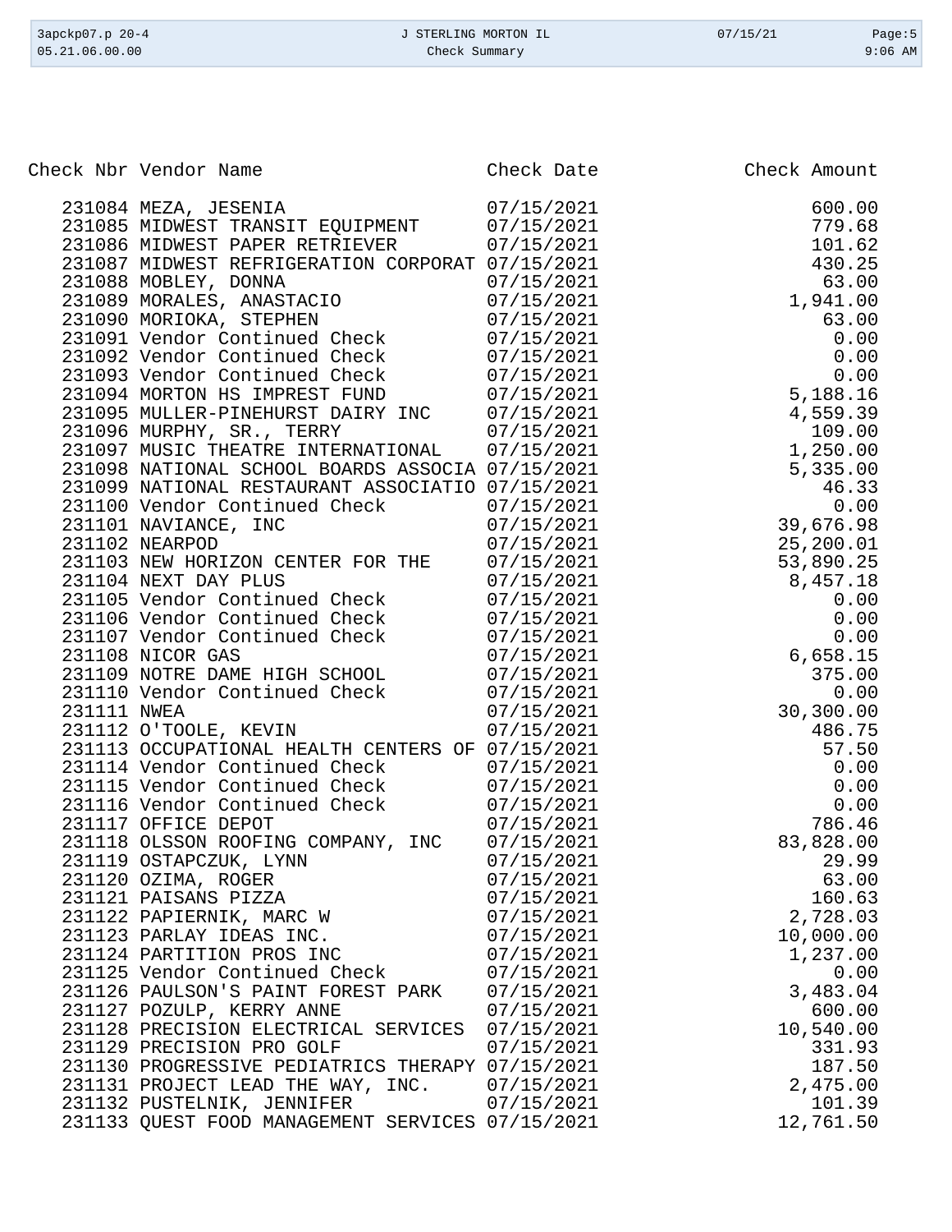| Check Nbr | Vendor Name | Check Date | Check Amount |
| --- | --- | --- | --- |
| 231084 | MEZA, JESENIA | 07/15/2021 | 600.00 |
| 231085 | MIDWEST TRANSIT EQUIPMENT | 07/15/2021 | 779.68 |
| 231086 | MIDWEST PAPER RETRIEVER | 07/15/2021 | 101.62 |
| 231087 | MIDWEST REFRIGERATION CORPORAT | 07/15/2021 | 430.25 |
| 231088 | MOBLEY, DONNA | 07/15/2021 | 63.00 |
| 231089 | MORALES, ANASTACIO | 07/15/2021 | 1,941.00 |
| 231090 | MORIOKA, STEPHEN | 07/15/2021 | 63.00 |
| 231091 | Vendor Continued Check | 07/15/2021 | 0.00 |
| 231092 | Vendor Continued Check | 07/15/2021 | 0.00 |
| 231093 | Vendor Continued Check | 07/15/2021 | 0.00 |
| 231094 | MORTON HS IMPREST FUND | 07/15/2021 | 5,188.16 |
| 231095 | MULLER-PINEHURST DAIRY INC | 07/15/2021 | 4,559.39 |
| 231096 | MURPHY, SR., TERRY | 07/15/2021 | 109.00 |
| 231097 | MUSIC THEATRE INTERNATIONAL | 07/15/2021 | 1,250.00 |
| 231098 | NATIONAL SCHOOL BOARDS ASSOCIA | 07/15/2021 | 5,335.00 |
| 231099 | NATIONAL RESTAURANT ASSOCIATIO | 07/15/2021 | 46.33 |
| 231100 | Vendor Continued Check | 07/15/2021 | 0.00 |
| 231101 | NAVIANCE, INC | 07/15/2021 | 39,676.98 |
| 231102 | NEARPOD | 07/15/2021 | 25,200.01 |
| 231103 | NEW HORIZON CENTER FOR THE | 07/15/2021 | 53,890.25 |
| 231104 | NEXT DAY PLUS | 07/15/2021 | 8,457.18 |
| 231105 | Vendor Continued Check | 07/15/2021 | 0.00 |
| 231106 | Vendor Continued Check | 07/15/2021 | 0.00 |
| 231107 | Vendor Continued Check | 07/15/2021 | 0.00 |
| 231108 | NICOR GAS | 07/15/2021 | 6,658.15 |
| 231109 | NOTRE DAME HIGH SCHOOL | 07/15/2021 | 375.00 |
| 231110 | Vendor Continued Check | 07/15/2021 | 0.00 |
| 231111 | NWEA | 07/15/2021 | 30,300.00 |
| 231112 | O'TOOLE, KEVIN | 07/15/2021 | 486.75 |
| 231113 | OCCUPATIONAL HEALTH CENTERS OF | 07/15/2021 | 57.50 |
| 231114 | Vendor Continued Check | 07/15/2021 | 0.00 |
| 231115 | Vendor Continued Check | 07/15/2021 | 0.00 |
| 231116 | Vendor Continued Check | 07/15/2021 | 0.00 |
| 231117 | OFFICE DEPOT | 07/15/2021 | 786.46 |
| 231118 | OLSSON ROOFING COMPANY, INC | 07/15/2021 | 83,828.00 |
| 231119 | OSTAPCZUK, LYNN | 07/15/2021 | 29.99 |
| 231120 | OZIMA, ROGER | 07/15/2021 | 63.00 |
| 231121 | PAISANS PIZZA | 07/15/2021 | 160.63 |
| 231122 | PAPIERNIK, MARC W | 07/15/2021 | 2,728.03 |
| 231123 | PARLAY IDEAS INC. | 07/15/2021 | 10,000.00 |
| 231124 | PARTITION PROS INC | 07/15/2021 | 1,237.00 |
| 231125 | Vendor Continued Check | 07/15/2021 | 0.00 |
| 231126 | PAULSON'S PAINT FOREST PARK | 07/15/2021 | 3,483.04 |
| 231127 | POZULP, KERRY ANNE | 07/15/2021 | 600.00 |
| 231128 | PRECISION ELECTRICAL SERVICES | 07/15/2021 | 10,540.00 |
| 231129 | PRECISION PRO GOLF | 07/15/2021 | 331.93 |
| 231130 | PROGRESSIVE PEDIATRICS THERAPY | 07/15/2021 | 187.50 |
| 231131 | PROJECT LEAD THE WAY, INC. | 07/15/2021 | 2,475.00 |
| 231132 | PUSTELNIK, JENNIFER | 07/15/2021 | 101.39 |
| 231133 | QUEST FOOD MANAGEMENT SERVICES | 07/15/2021 | 12,761.50 |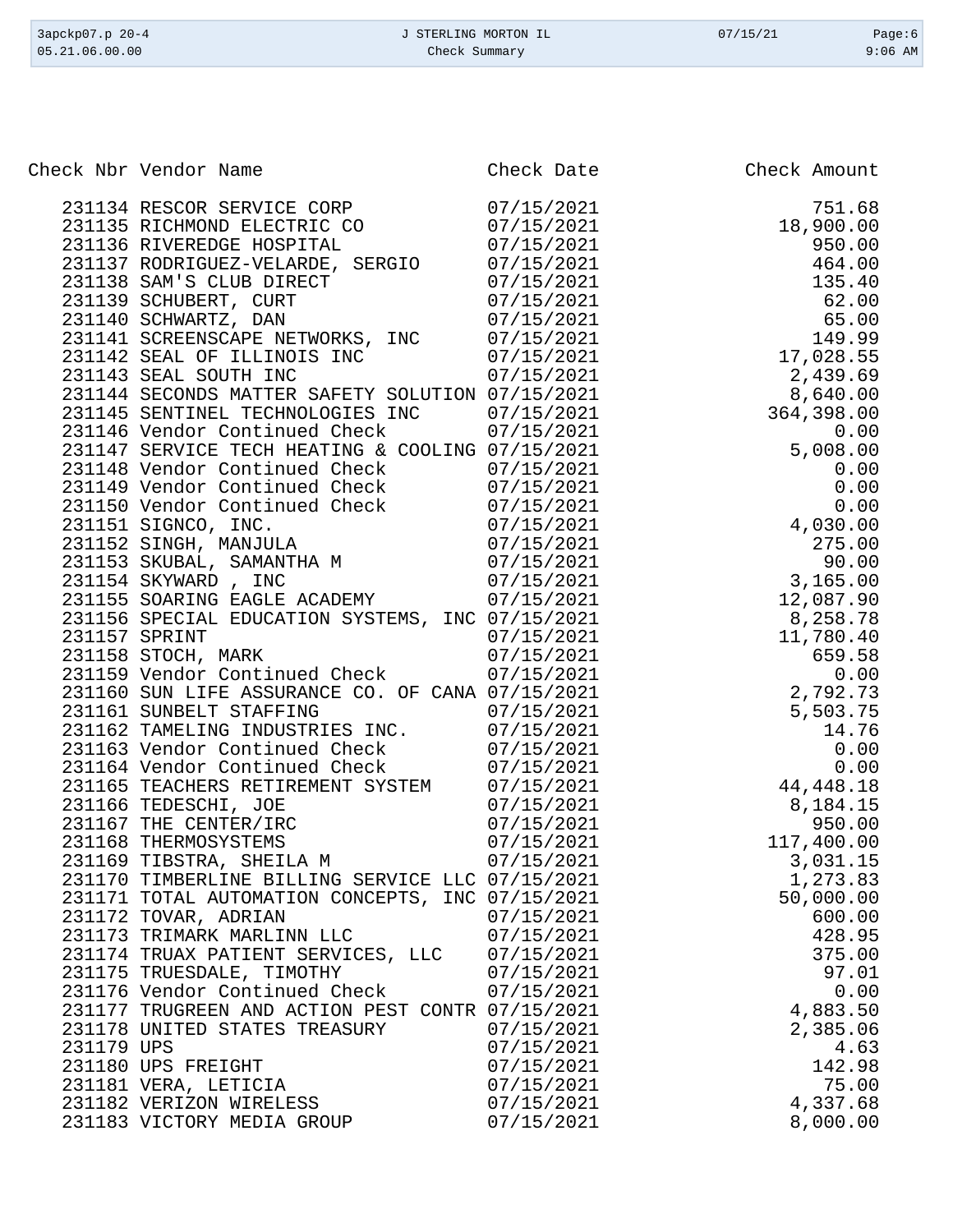| Check Nbr | Vendor Name | Check Date | Check Amount |
|---|---|---|---|
| 231134 | RESCOR SERVICE CORP | 07/15/2021 | 751.68 |
| 231135 | RICHMOND ELECTRIC CO | 07/15/2021 | 18,900.00 |
| 231136 | RIVEREDGE HOSPITAL | 07/15/2021 | 950.00 |
| 231137 | RODRIGUEZ-VELARDE, SERGIO | 07/15/2021 | 464.00 |
| 231138 | SAM'S CLUB DIRECT | 07/15/2021 | 135.40 |
| 231139 | SCHUBERT, CURT | 07/15/2021 | 62.00 |
| 231140 | SCHWARTZ, DAN | 07/15/2021 | 65.00 |
| 231141 | SCREENSCAPE NETWORKS, INC | 07/15/2021 | 149.99 |
| 231142 | SEAL OF ILLINOIS INC | 07/15/2021 | 17,028.55 |
| 231143 | SEAL SOUTH INC | 07/15/2021 | 2,439.69 |
| 231144 | SECONDS MATTER SAFETY SOLUTION | 07/15/2021 | 8,640.00 |
| 231145 | SENTINEL TECHNOLOGIES INC | 07/15/2021 | 364,398.00 |
| 231146 | Vendor Continued Check | 07/15/2021 | 0.00 |
| 231147 | SERVICE TECH HEATING & COOLING | 07/15/2021 | 5,008.00 |
| 231148 | Vendor Continued Check | 07/15/2021 | 0.00 |
| 231149 | Vendor Continued Check | 07/15/2021 | 0.00 |
| 231150 | Vendor Continued Check | 07/15/2021 | 0.00 |
| 231151 | SIGNCO, INC. | 07/15/2021 | 4,030.00 |
| 231152 | SINGH, MANJULA | 07/15/2021 | 275.00 |
| 231153 | SKUBAL, SAMANTHA M | 07/15/2021 | 90.00 |
| 231154 | SKYWARD , INC | 07/15/2021 | 3,165.00 |
| 231155 | SOARING EAGLE ACADEMY | 07/15/2021 | 12,087.90 |
| 231156 | SPECIAL EDUCATION SYSTEMS, INC | 07/15/2021 | 8,258.78 |
| 231157 | SPRINT | 07/15/2021 | 11,780.40 |
| 231158 | STOCH, MARK | 07/15/2021 | 659.58 |
| 231159 | Vendor Continued Check | 07/15/2021 | 0.00 |
| 231160 | SUN LIFE ASSURANCE CO. OF CANA | 07/15/2021 | 2,792.73 |
| 231161 | SUNBELT STAFFING | 07/15/2021 | 5,503.75 |
| 231162 | TAMELING INDUSTRIES INC. | 07/15/2021 | 14.76 |
| 231163 | Vendor Continued Check | 07/15/2021 | 0.00 |
| 231164 | Vendor Continued Check | 07/15/2021 | 0.00 |
| 231165 | TEACHERS RETIREMENT SYSTEM | 07/15/2021 | 44,448.18 |
| 231166 | TEDESCHI, JOE | 07/15/2021 | 8,184.15 |
| 231167 | THE CENTER/IRC | 07/15/2021 | 950.00 |
| 231168 | THERMOSYSTEMS | 07/15/2021 | 117,400.00 |
| 231169 | TIBSTRA, SHEILA M | 07/15/2021 | 3,031.15 |
| 231170 | TIMBERLINE BILLING SERVICE LLC | 07/15/2021 | 1,273.83 |
| 231171 | TOTAL AUTOMATION CONCEPTS, INC | 07/15/2021 | 50,000.00 |
| 231172 | TOVAR, ADRIAN | 07/15/2021 | 600.00 |
| 231173 | TRIMARK MARLINN LLC | 07/15/2021 | 428.95 |
| 231174 | TRUAX PATIENT SERVICES, LLC | 07/15/2021 | 375.00 |
| 231175 | TRUESDALE, TIMOTHY | 07/15/2021 | 97.01 |
| 231176 | Vendor Continued Check | 07/15/2021 | 0.00 |
| 231177 | TRUGREEN AND ACTION PEST CONTR | 07/15/2021 | 4,883.50 |
| 231178 | UNITED STATES TREASURY | 07/15/2021 | 2,385.06 |
| 231179 | UPS | 07/15/2021 | 4.63 |
| 231180 | UPS FREIGHT | 07/15/2021 | 142.98 |
| 231181 | VERA, LETICIA | 07/15/2021 | 75.00 |
| 231182 | VERIZON WIRELESS | 07/15/2021 | 4,337.68 |
| 231183 | VICTORY MEDIA GROUP | 07/15/2021 | 8,000.00 |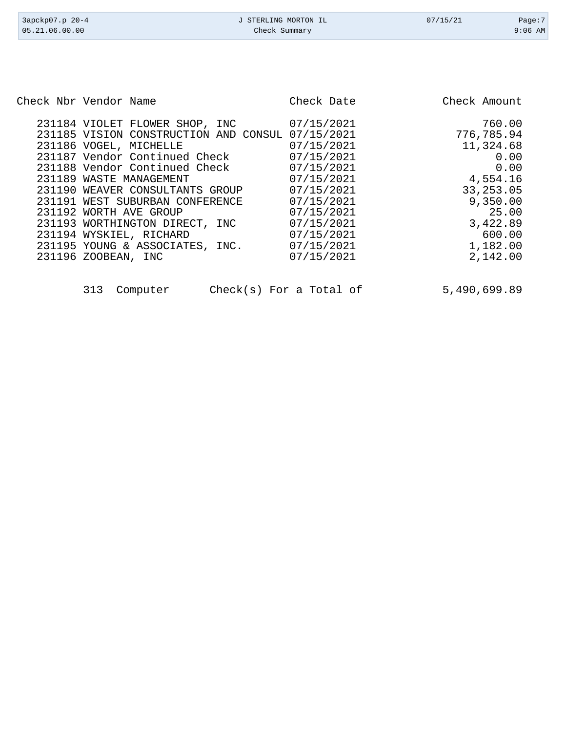| Check Nbr | Vendor Name | Check Date | Check Amount |
|---|---|---|---|
| 231184 | VIOLET FLOWER SHOP, INC | 07/15/2021 | 760.00 |
| 231185 | VISION CONSTRUCTION AND CONSUL | 07/15/2021 | 776,785.94 |
| 231186 | VOGEL, MICHELLE | 07/15/2021 | 11,324.68 |
| 231187 | Vendor Continued Check | 07/15/2021 | 0.00 |
| 231188 | Vendor Continued Check | 07/15/2021 | 0.00 |
| 231189 | WASTE MANAGEMENT | 07/15/2021 | 4,554.16 |
| 231190 | WEAVER CONSULTANTS GROUP | 07/15/2021 | 33,253.05 |
| 231191 | WEST SUBURBAN CONFERENCE | 07/15/2021 | 9,350.00 |
| 231192 | WORTH AVE GROUP | 07/15/2021 | 25.00 |
| 231193 | WORTHINGTON DIRECT, INC | 07/15/2021 | 3,422.89 |
| 231194 | WYSKIEL, RICHARD | 07/15/2021 | 600.00 |
| 231195 | YOUNG & ASSOCIATES, INC. | 07/15/2021 | 1,182.00 |
| 231196 | ZOOBEAN, INC | 07/15/2021 | 2,142.00 |

313 Computer Check(s) For a Total of 5,490,699.89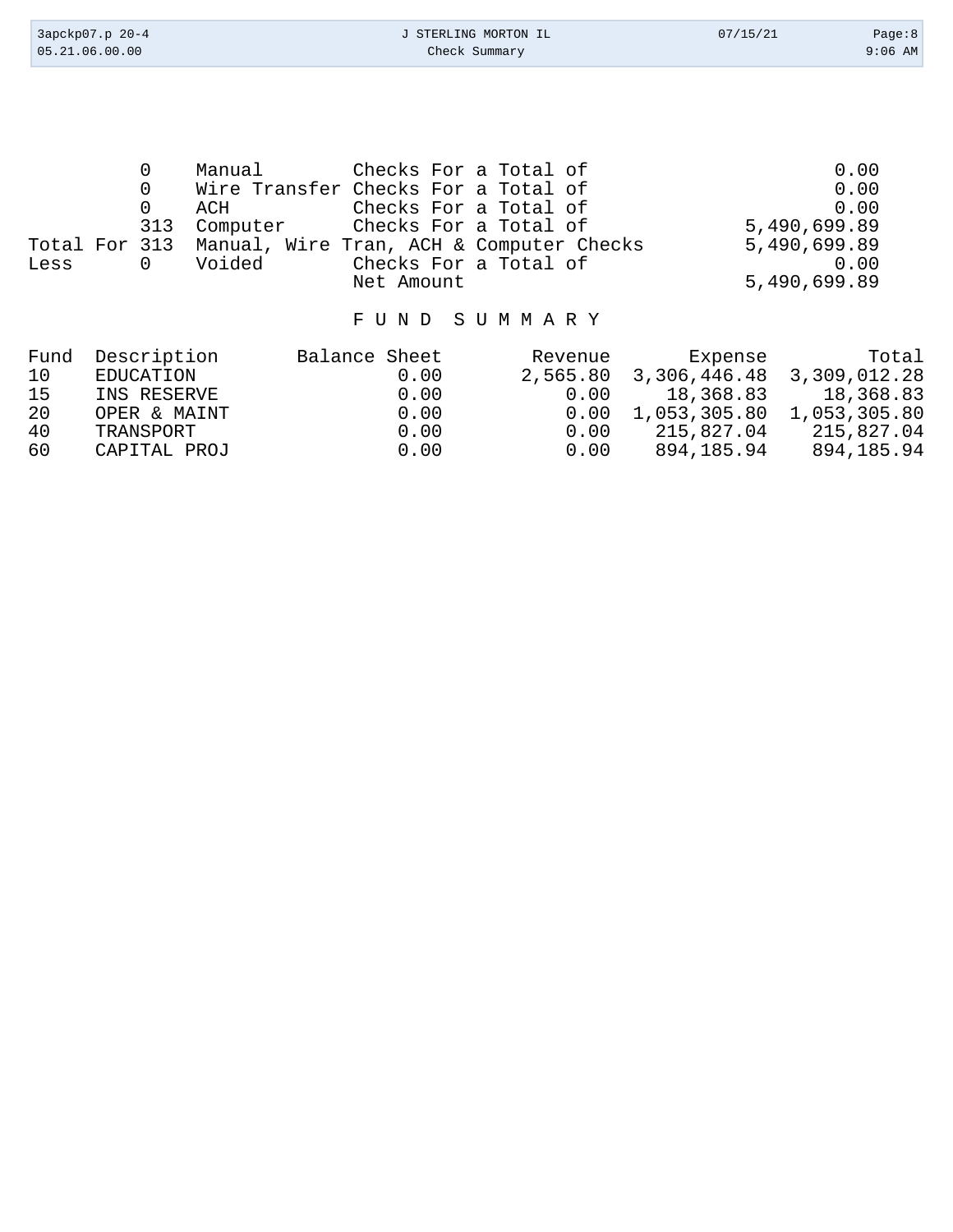| | | | |
|---|---|---|---|
| 0 | Manual | Checks For a Total of | 0.00 |
| 0 | Wire Transfer | Checks For a Total of | 0.00 |
| 0 | ACH | Checks For a Total of | 0.00 |
| 313 | Computer | Checks For a Total of | 5,490,699.89 |
| Total For 313 | Manual, Wire Tran, ACH & Computer Checks | | 5,490,699.89 |
| Less 0 | Voided | Checks For a Total of | 0.00 |
| | | Net Amount | 5,490,699.89 |

## F U N D S U M M A R Y

| Fund | Description | Balance Sheet | Revenue | Expense | Total |
|---|---|---|---|---|---|
| 10 | EDUCATION | 0.00 | 2,565.80 | 3,306,446.48 | 3,309,012.28 |
| 15 | INS RESERVE | 0.00 | 0.00 | 18,368.83 | 18,368.83 |
| 20 | OPER & MAINT | 0.00 | 0.00 | 1,053,305.80 | 1,053,305.80 |
| 40 | TRANSPORT | 0.00 | 0.00 | 215,827.04 | 215,827.04 |
| 60 | CAPITAL PROJ | 0.00 | 0.00 | 894,185.94 | 894,185.94 |